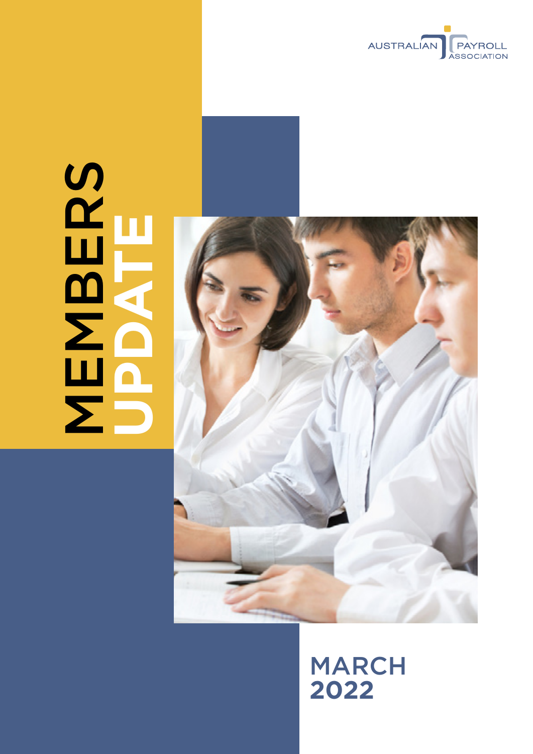AUSTRALIAN PAYROLL ASSOCIATION

# MEMBERS UPDATE

## MARCH 2022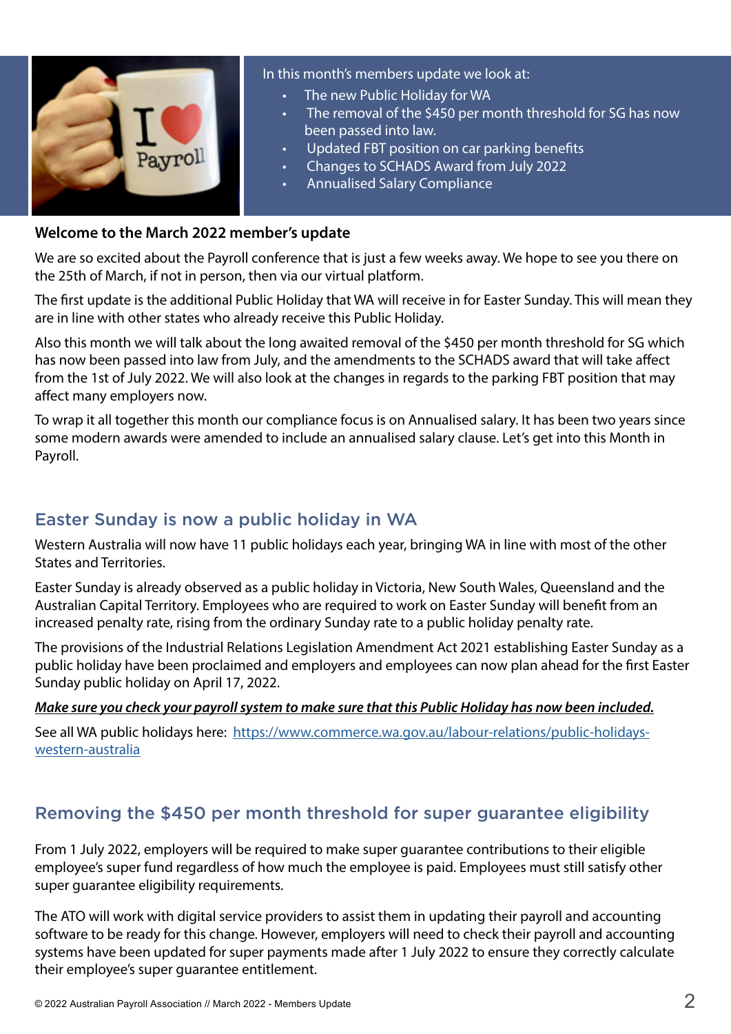In this month's members update we look at:

- The new Public Holiday for WA
- The removal of the $450 per month threshold for SG has now been passed into law.
- Updated FBT position on car parking benefits
- Changes to SCHADS Award from July 2022
- Annualised Salary Compliance

**Welcome to the March 2022 member's update**

We are so excited about the Payroll conference that is just a few weeks away. We hope to see you there on the 25th of March, if not in person, then via our virtual platform.

The first update is the additional Public Holiday that WA will receive in for Easter Sunday. This will mean they are in line with other states who already receive this Public Holiday.

Also this month we will talk about the long awaited removal of the $450 per month threshold for SG which has now been passed into law from July, and the amendments to the SCHADS award that will take affect from the 1st of July 2022. We will also look at the changes in regards to the parking FBT position that may affect many employers now.

To wrap it all together this month our compliance focus is on Annualised salary. It has been two years since some modern awards were amended to include an annualised salary clause. Let's get into this Month in Payroll.

## Easter Sunday is now a public holiday in WA

Western Australia will now have 11 public holidays each year, bringing WA in line with most of the other States and Territories.

Easter Sunday is already observed as a public holiday in Victoria, New South Wales, Queensland and the Australian Capital Territory. Employees who are required to work on Easter Sunday will benefit from an increased penalty rate, rising from the ordinary Sunday rate to a public holiday penalty rate.

The provisions of the Industrial Relations Legislation Amendment Act 2021 establishing Easter Sunday as a public holiday have been proclaimed and employers and employees can now plan ahead for the first Easter Sunday public holiday on April 17, 2022.

***Make sure you check your payroll system to make sure that this Public Holiday has now been included.***

See all WA public holidays here: https://www.commerce.wa.gov.au/labour-relations/public-holidays-western-australia

## Removing the $450 per month threshold for super guarantee eligibility

From 1 July 2022, employers will be required to make super guarantee contributions to their eligible employee's super fund regardless of how much the employee is paid. Employees must still satisfy other super guarantee eligibility requirements.

The ATO will work with digital service providers to assist them in updating their payroll and accounting software to be ready for this change. However, employers will need to check their payroll and accounting systems have been updated for super payments made after 1 July 2022 to ensure they correctly calculate their employee's super guarantee entitlement.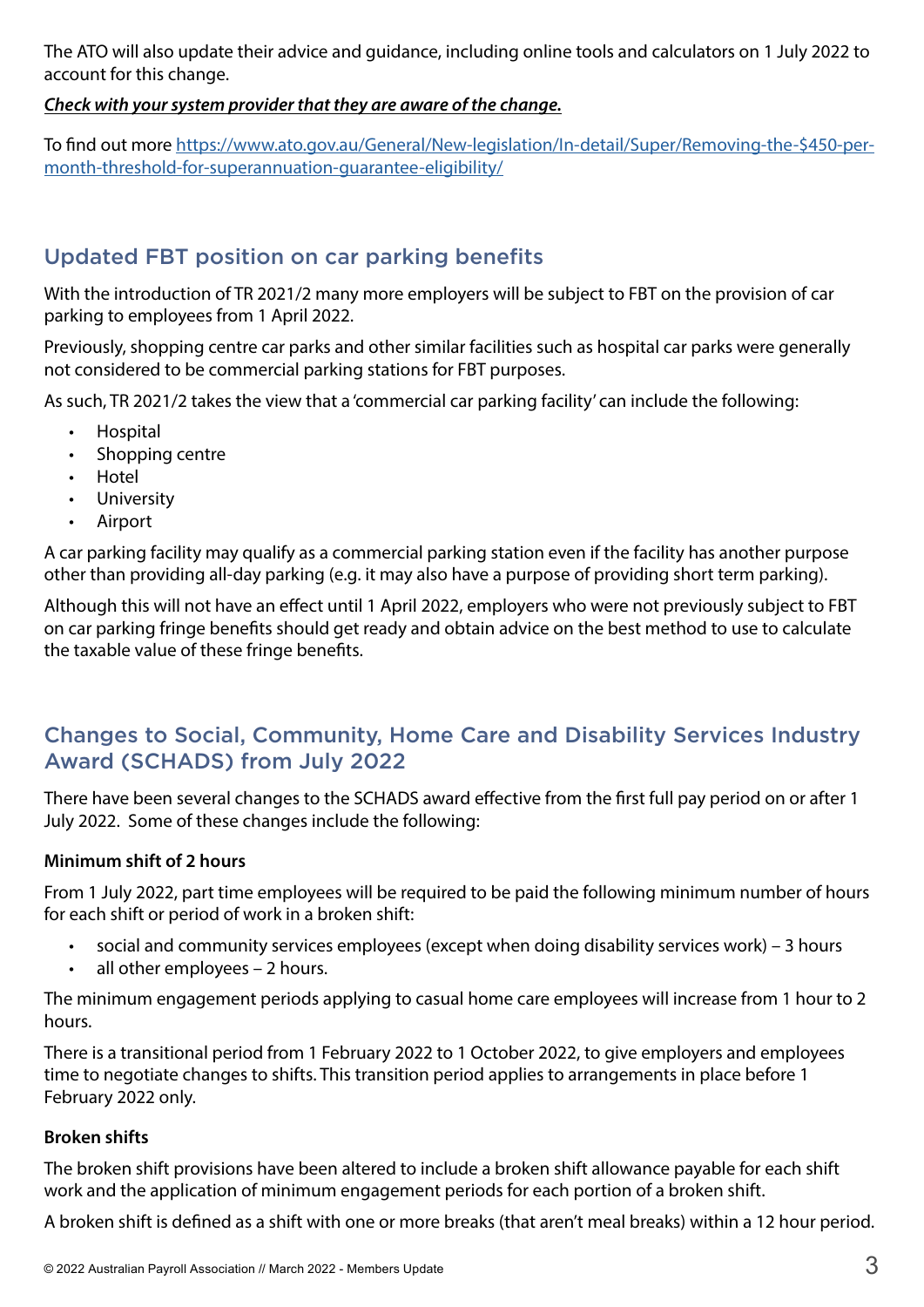The ATO will also update their advice and guidance, including online tools and calculators on 1 July 2022 to account for this change.

***Check with your system provider that they are aware of the change.***

To find out more [https://www.ato.gov.au/General/New-legislation/In-detail/Super/Removing-the-$450-per-month-threshold-for-superannuation-guarantee-eligibility/](https://www.ato.gov.au/General/New-legislation/In-detail/Super/Removing-the-$450-per-month-threshold-for-superannuation-guarantee-eligibility/)

## Updated FBT position on car parking benefits

With the introduction of TR 2021/2 many more employers will be subject to FBT on the provision of car parking to employees from 1 April 2022.

Previously, shopping centre car parks and other similar facilities such as hospital car parks were generally not considered to be commercial parking stations for FBT purposes.

As such, TR 2021/2 takes the view that a 'commercial car parking facility' can include the following:

- Hospital
- Shopping centre
- Hotel
- University
- Airport

A car parking facility may qualify as a commercial parking station even if the facility has another purpose other than providing all-day parking (e.g. it may also have a purpose of providing short term parking).

Although this will not have an effect until 1 April 2022, employers who were not previously subject to FBT on car parking fringe benefits should get ready and obtain advice on the best method to use to calculate the taxable value of these fringe benefits.

## Changes to Social, Community, Home Care and Disability Services Industry Award (SCHADS) from July 2022

There have been several changes to the SCHADS award effective from the first full pay period on or after 1 July 2022. Some of these changes include the following:

**Minimum shift of 2 hours**

From 1 July 2022, part time employees will be required to be paid the following minimum number of hours for each shift or period of work in a broken shift:

- social and community services employees (except when doing disability services work) – 3 hours
- all other employees – 2 hours.

The minimum engagement periods applying to casual home care employees will increase from 1 hour to 2 hours.

There is a transitional period from 1 February 2022 to 1 October 2022, to give employers and employees time to negotiate changes to shifts. This transition period applies to arrangements in place before 1 February 2022 only.

**Broken shifts**

The broken shift provisions have been altered to include a broken shift allowance payable for each shift work and the application of minimum engagement periods for each portion of a broken shift.

A broken shift is defined as a shift with one or more breaks (that aren't meal breaks) within a 12 hour period.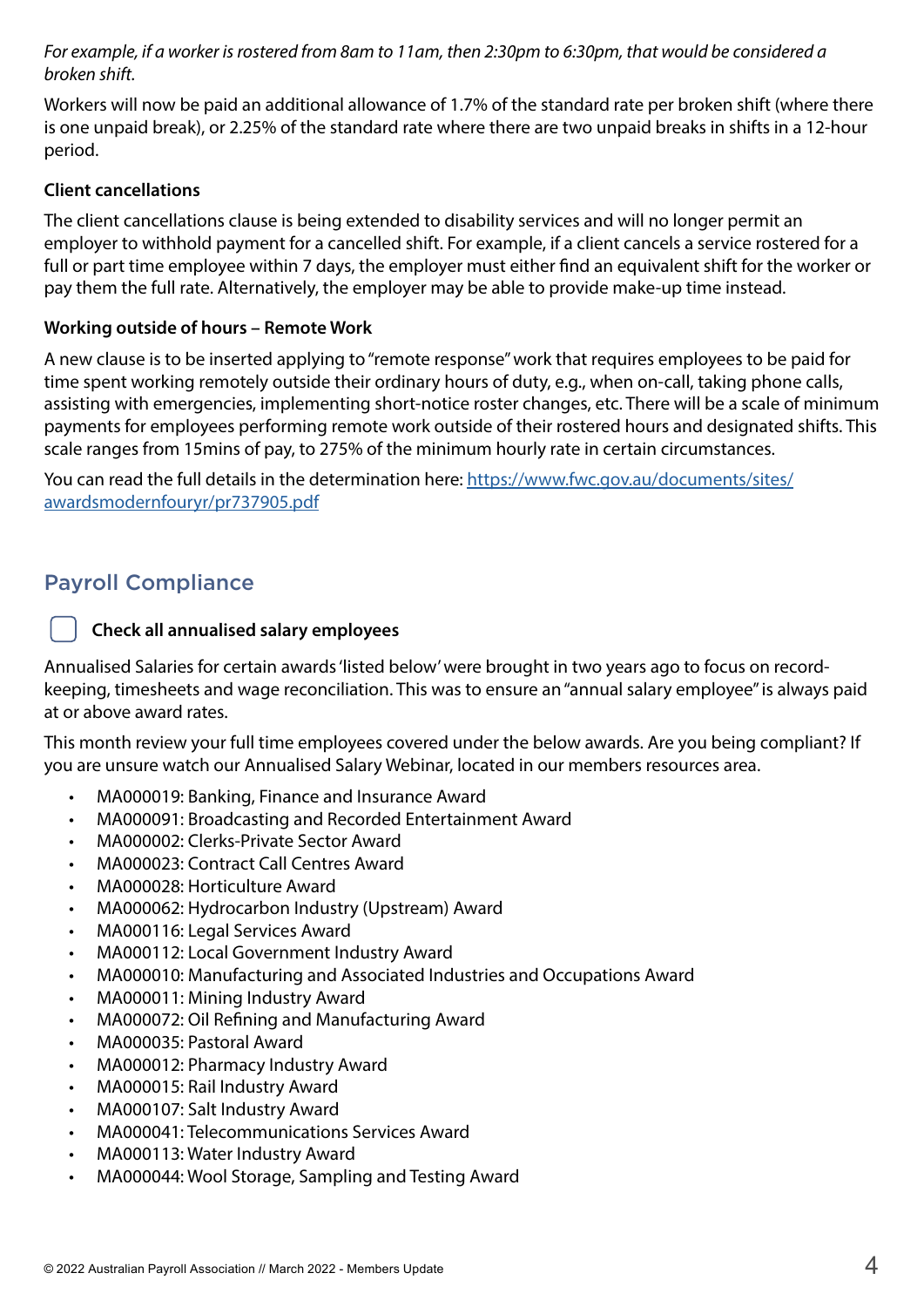*For example, if a worker is rostered from 8am to 11am, then 2:30pm to 6:30pm, that would be considered a broken shift.*

Workers will now be paid an additional allowance of 1.7% of the standard rate per broken shift (where there is one unpaid break), or 2.25% of the standard rate where there are two unpaid breaks in shifts in a 12-hour period.

**Client cancellations**

The client cancellations clause is being extended to disability services and will no longer permit an employer to withhold payment for a cancelled shift. For example, if a client cancels a service rostered for a full or part time employee within 7 days, the employer must either find an equivalent shift for the worker or pay them the full rate. Alternatively, the employer may be able to provide make-up time instead.

**Working outside of hours – Remote Work**

A new clause is to be inserted applying to "remote response" work that requires employees to be paid for time spent working remotely outside their ordinary hours of duty, e.g., when on-call, taking phone calls, assisting with emergencies, implementing short-notice roster changes, etc. There will be a scale of minimum payments for employees performing remote work outside of their rostered hours and designated shifts. This scale ranges from 15mins of pay, to 275% of the minimum hourly rate in certain circumstances.

You can read the full details in the determination here: [https://www.fwc.gov.au/documents/sites/awardsmodernfouryr/pr737905.pdf](https://www.fwc.gov.au/documents/sites/awardsmodernfouryr/pr737905.pdf)

## Payroll Compliance

- [ ] **Check all annualised salary employees**

Annualised Salaries for certain awards 'listed below' were brought in two years ago to focus on record-keeping, timesheets and wage reconciliation. This was to ensure an "annual salary employee" is always paid at or above award rates.

This month review your full time employees covered under the below awards. Are you being compliant? If you are unsure watch our Annualised Salary Webinar, located in our members resources area.

- MA000019: Banking, Finance and Insurance Award
- MA000091: Broadcasting and Recorded Entertainment Award
- MA000002: Clerks-Private Sector Award
- MA000023: Contract Call Centres Award
- MA000028: Horticulture Award
- MA000062: Hydrocarbon Industry (Upstream) Award
- MA000116: Legal Services Award
- MA000112: Local Government Industry Award
- MA000010: Manufacturing and Associated Industries and Occupations Award
- MA000011: Mining Industry Award
- MA000072: Oil Refining and Manufacturing Award
- MA000035: Pastoral Award
- MA000012: Pharmacy Industry Award
- MA000015: Rail Industry Award
- MA000107: Salt Industry Award
- MA000041: Telecommunications Services Award
- MA000113: Water Industry Award
- MA000044: Wool Storage, Sampling and Testing Award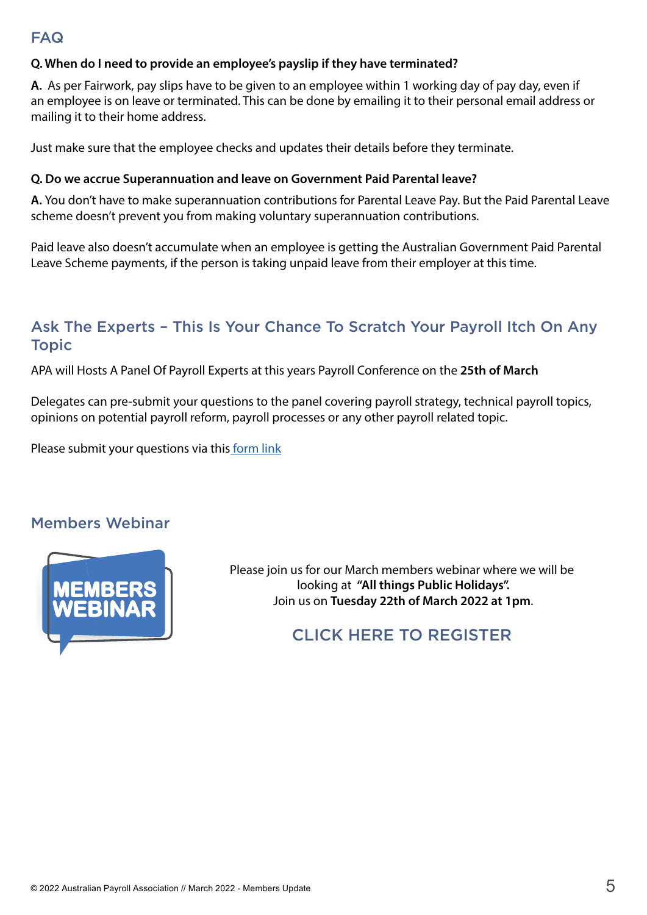## FAQ

**Q. When do I need to provide an employee's payslip if they have terminated?**

**A.** As per Fairwork, pay slips have to be given to an employee within 1 working day of pay day, even if an employee is on leave or terminated. This can be done by emailing it to their personal email address or mailing it to their home address.

Just make sure that the employee checks and updates their details before they terminate.

**Q. Do we accrue Superannuation and leave on Government Paid Parental leave?**

**A.** You don't have to make superannuation contributions for Parental Leave Pay. But the Paid Parental Leave scheme doesn't prevent you from making voluntary superannuation contributions.

Paid leave also doesn't accumulate when an employee is getting the Australian Government Paid Parental Leave Scheme payments, if the person is taking unpaid leave from their employer at this time.

## Ask The Experts – This Is Your Chance To Scratch Your Payroll Itch On Any Topic

APA will Hosts A Panel Of Payroll Experts at this years Payroll Conference on the **25th of March**

Delegates can pre-submit your questions to the panel covering payroll strategy, technical payroll topics, opinions on potential payroll reform, payroll processes or any other payroll related topic.

Please submit your questions via this form link

## Members Webinar

MEMBERS WEBINAR

Please join us for our March members webinar where we will be looking at **"All things Public Holidays".**
Join us on **Tuesday 22th of March 2022 at 1pm**.

CLICK HERE TO REGISTER

© 2022 Australian Payroll Association // March 2022 - Members Update